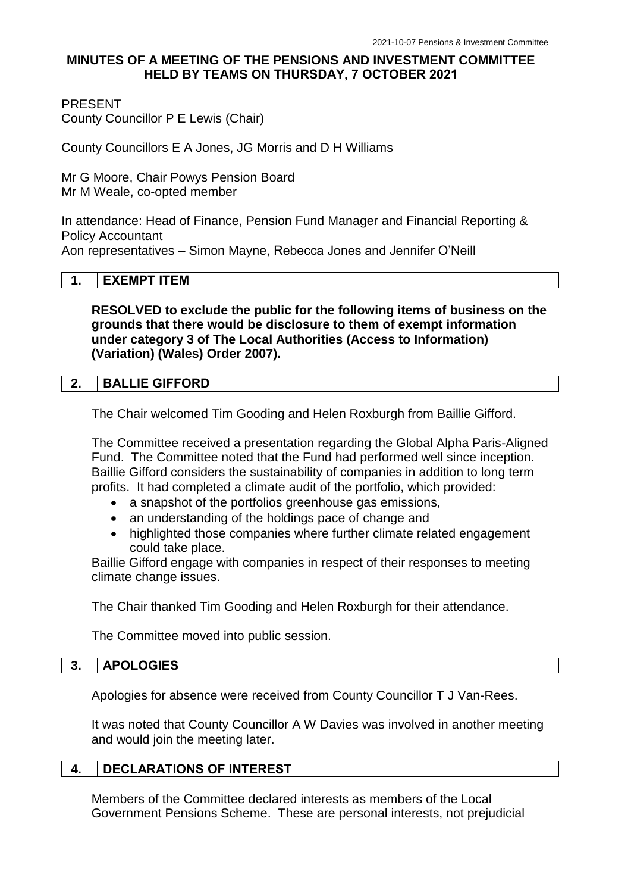# MINUTES OF A MEETING OF THE PENSIONS AND INVESTMENT COMMITTEE HELD BY TEAMS ON THURSDAY, 7 OCTOBER 2021

PRESENT
County Councillor P E Lewis (Chair)

County Councillors E A Jones, JG Morris and D H Williams

Mr G Moore, Chair Powys Pension Board
Mr M Weale, co-opted member

In attendance: Head of Finance, Pension Fund Manager and Financial Reporting & Policy Accountant
Aon representatives – Simon Mayne, Rebecca Jones and Jennifer O'Neill

## 1. EXEMPT ITEM

**RESOLVED to exclude the public for the following items of business on the grounds that there would be disclosure to them of exempt information under category 3 of The Local Authorities (Access to Information) (Variation) (Wales) Order 2007).**

## 2. BALLIE GIFFORD

The Chair welcomed Tim Gooding and Helen Roxburgh from Baillie Gifford.

The Committee received a presentation regarding the Global Alpha Paris-Aligned Fund. The Committee noted that the Fund had performed well since inception. Baillie Gifford considers the sustainability of companies in addition to long term profits. It had completed a climate audit of the portfolio, which provided:

- a snapshot of the portfolios greenhouse gas emissions,
- an understanding of the holdings pace of change and
- highlighted those companies where further climate related engagement could take place.

Baillie Gifford engage with companies in respect of their responses to meeting climate change issues.

The Chair thanked Tim Gooding and Helen Roxburgh for their attendance.

The Committee moved into public session.

## 3. APOLOGIES

Apologies for absence were received from County Councillor T J Van-Rees.

It was noted that County Councillor A W Davies was involved in another meeting and would join the meeting later.

## 4. DECLARATIONS OF INTEREST

Members of the Committee declared interests as members of the Local Government Pensions Scheme. These are personal interests, not prejudicial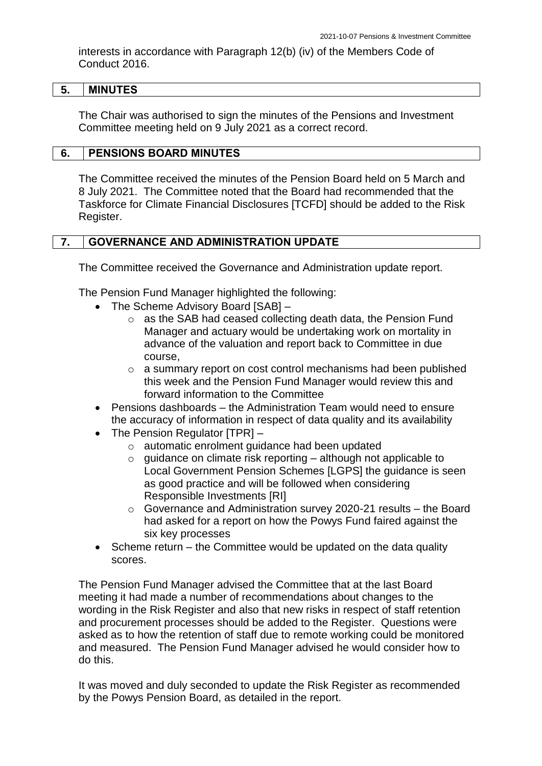interests in accordance with Paragraph 12(b) (iv) of the Members Code of Conduct 2016.

## 5. MINUTES

The Chair was authorised to sign the minutes of the Pensions and Investment Committee meeting held on 9 July 2021 as a correct record.

## 6. PENSIONS BOARD MINUTES

The Committee received the minutes of the Pension Board held on 5 March and 8 July 2021. The Committee noted that the Board had recommended that the Taskforce for Climate Financial Disclosures [TCFD] should be added to the Risk Register.

## 7. GOVERNANCE AND ADMINISTRATION UPDATE

The Committee received the Governance and Administration update report.

The Pension Fund Manager highlighted the following:

- The Scheme Advisory Board [SAB] –
  - as the SAB had ceased collecting death data, the Pension Fund Manager and actuary would be undertaking work on mortality in advance of the valuation and report back to Committee in due course,
  - a summary report on cost control mechanisms had been published this week and the Pension Fund Manager would review this and forward information to the Committee
- Pensions dashboards – the Administration Team would need to ensure the accuracy of information in respect of data quality and its availability
- The Pension Regulator [TPR] –
  - automatic enrolment guidance had been updated
  - guidance on climate risk reporting – although not applicable to Local Government Pension Schemes [LGPS] the guidance is seen as good practice and will be followed when considering Responsible Investments [RI]
  - Governance and Administration survey 2020-21 results – the Board had asked for a report on how the Powys Fund faired against the six key processes
- Scheme return – the Committee would be updated on the data quality scores.

The Pension Fund Manager advised the Committee that at the last Board meeting it had made a number of recommendations about changes to the wording in the Risk Register and also that new risks in respect of staff retention and procurement processes should be added to the Register. Questions were asked as to how the retention of staff due to remote working could be monitored and measured. The Pension Fund Manager advised he would consider how to do this.

It was moved and duly seconded to update the Risk Register as recommended by the Powys Pension Board, as detailed in the report.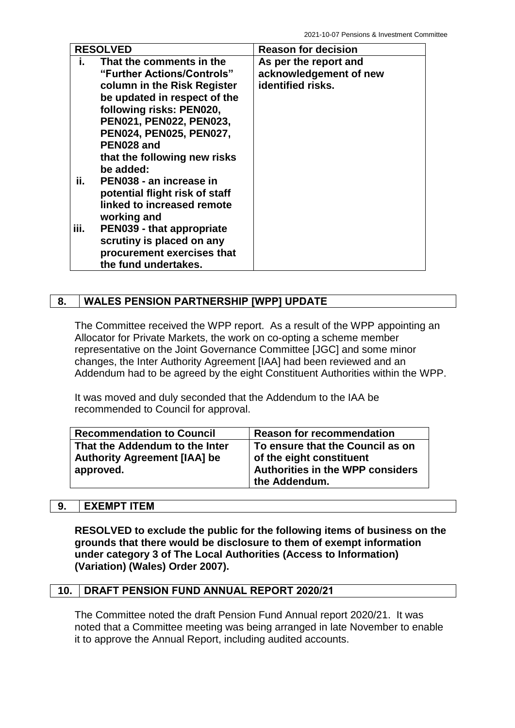| RESOLVED | Reason for decision |
|---|---|
| **i. That the comments in the "Further Actions/Controls" column in the Risk Register be updated in respect of the following risks: PEN020, PEN021, PEN022, PEN023, PEN024, PEN025, PEN027, PEN028 and that the following new risks be added:**<br>**ii. PEN038 - an increase in potential flight risk of staff linked to increased remote working and**<br>**iii. PEN039 - that appropriate scrutiny is placed on any procurement exercises that the fund undertakes.** | **As per the report and acknowledgement of new identified risks.** |

## 8. WALES PENSION PARTNERSHIP [WPP] UPDATE

The Committee received the WPP report. As a result of the WPP appointing an Allocator for Private Markets, the work on co-opting a scheme member representative on the Joint Governance Committee [JGC] and some minor changes, the Inter Authority Agreement [IAA] had been reviewed and an Addendum had to be agreed by the eight Constituent Authorities within the WPP.

It was moved and duly seconded that the Addendum to the IAA be recommended to Council for approval.

| Recommendation to Council | Reason for recommendation |
|---|---|
| **That the Addendum to the Inter Authority Agreement [IAA] be approved.** | **To ensure that the Council as on of the eight constituent Authorities in the WPP considers the Addendum.** |

## 9. EXEMPT ITEM

**RESOLVED to exclude the public for the following items of business on the grounds that there would be disclosure to them of exempt information under category 3 of The Local Authorities (Access to Information) (Variation) (Wales) Order 2007).**

## 10. DRAFT PENSION FUND ANNUAL REPORT 2020/21

The Committee noted the draft Pension Fund Annual report 2020/21. It was noted that a Committee meeting was being arranged in late November to enable it to approve the Annual Report, including audited accounts.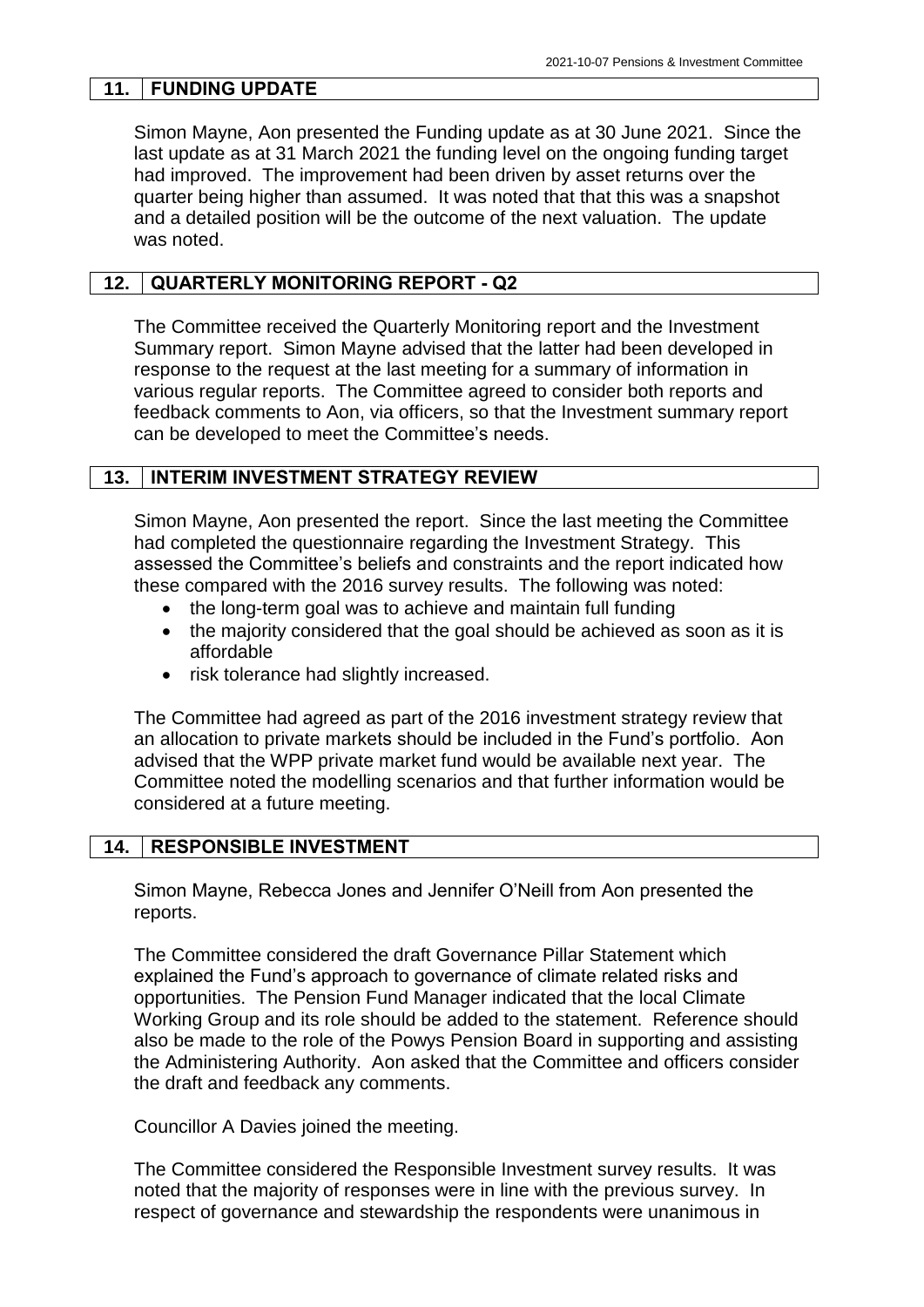## 11. FUNDING UPDATE

Simon Mayne, Aon presented the Funding update as at 30 June 2021. Since the last update as at 31 March 2021 the funding level on the ongoing funding target had improved. The improvement had been driven by asset returns over the quarter being higher than assumed. It was noted that that this was a snapshot and a detailed position will be the outcome of the next valuation. The update was noted.

## 12. QUARTERLY MONITORING REPORT - Q2

The Committee received the Quarterly Monitoring report and the Investment Summary report. Simon Mayne advised that the latter had been developed in response to the request at the last meeting for a summary of information in various regular reports. The Committee agreed to consider both reports and feedback comments to Aon, via officers, so that the Investment summary report can be developed to meet the Committee's needs.

## 13. INTERIM INVESTMENT STRATEGY REVIEW

Simon Mayne, Aon presented the report. Since the last meeting the Committee had completed the questionnaire regarding the Investment Strategy. This assessed the Committee's beliefs and constraints and the report indicated how these compared with the 2016 survey results. The following was noted:

- the long-term goal was to achieve and maintain full funding
- the majority considered that the goal should be achieved as soon as it is affordable
- risk tolerance had slightly increased.

The Committee had agreed as part of the 2016 investment strategy review that an allocation to private markets should be included in the Fund's portfolio. Aon advised that the WPP private market fund would be available next year. The Committee noted the modelling scenarios and that further information would be considered at a future meeting.

## 14. RESPONSIBLE INVESTMENT

Simon Mayne, Rebecca Jones and Jennifer O'Neill from Aon presented the reports.

The Committee considered the draft Governance Pillar Statement which explained the Fund's approach to governance of climate related risks and opportunities. The Pension Fund Manager indicated that the local Climate Working Group and its role should be added to the statement. Reference should also be made to the role of the Powys Pension Board in supporting and assisting the Administering Authority. Aon asked that the Committee and officers consider the draft and feedback any comments.

Councillor A Davies joined the meeting.

The Committee considered the Responsible Investment survey results. It was noted that the majority of responses were in line with the previous survey. In respect of governance and stewardship the respondents were unanimous in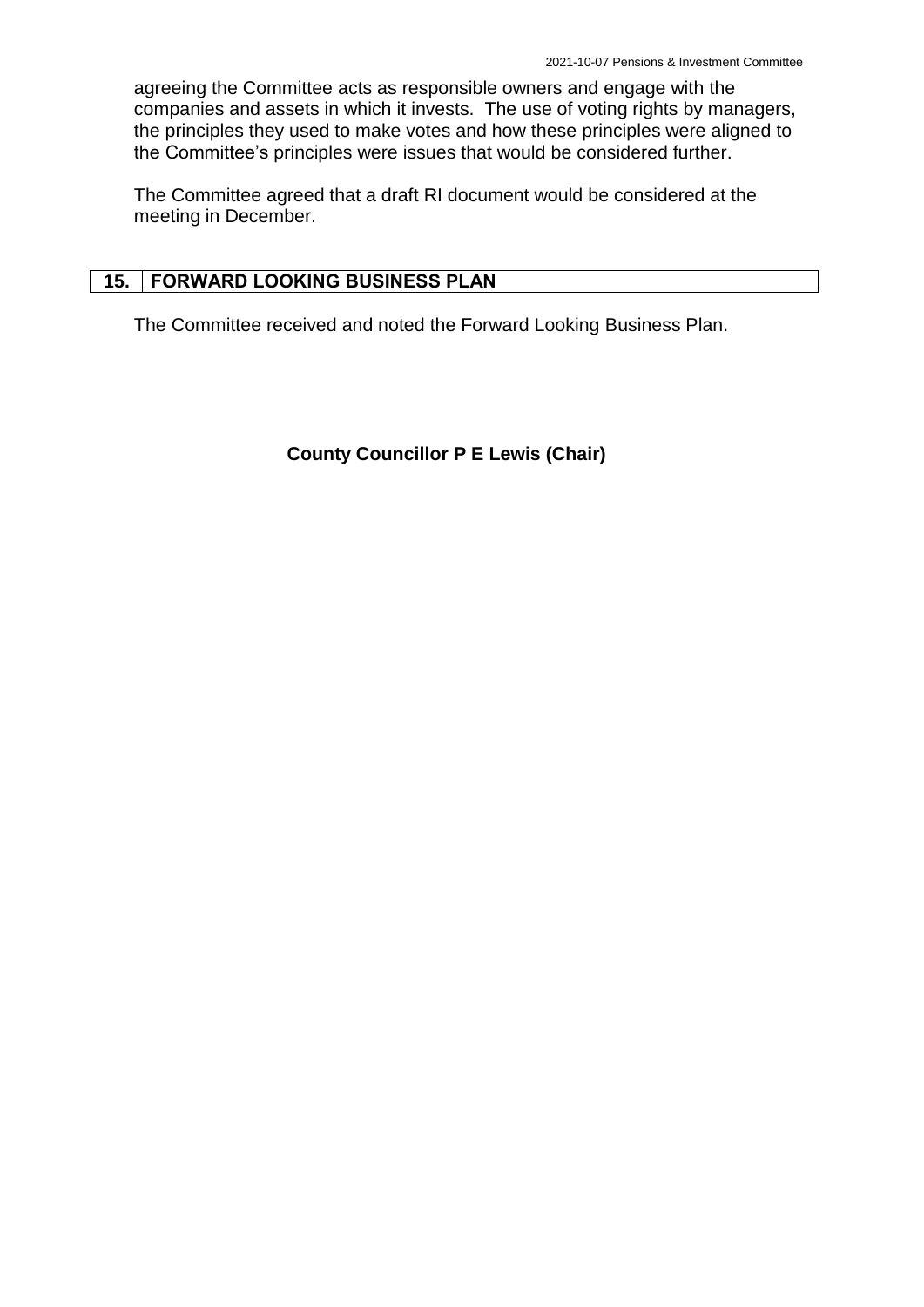agreeing the Committee acts as responsible owners and engage with the companies and assets in which it invests. The use of voting rights by managers, the principles they used to make votes and how these principles were aligned to the Committee's principles were issues that would be considered further.

The Committee agreed that a draft RI document would be considered at the meeting in December.

## 15. FORWARD LOOKING BUSINESS PLAN

The Committee received and noted the Forward Looking Business Plan.

**County Councillor P E Lewis (Chair)**